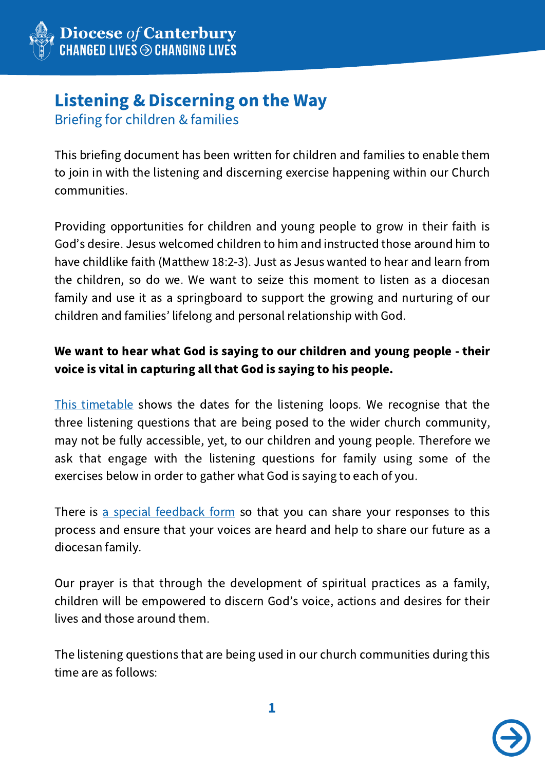# Listening & Discerning on the Way

## Briefing for children & families

This briefing document has been written for children and families to enable them to join in with the listening and discerning exercise happening within our Church communities.

Providing opportunities for children and young people to grow in their faith is God's desire. Jesus welcomed children to him and instructed those around him to have childlike faith (Matthew 18:2-3). Just as Jesus wanted to hear and learn from the children, so do we. We want to seize this moment to listen as a diocesan family and use it as a springboard to support the growing and nurturing of our children and families' lifelong and personal relationship with God.

**We want to hear what God is saying to our children and young people - their voice is vital in capturing all that God is saying to his people.**

This timetable shows the dates for the listening loops. We recognise that the three listening questions that are being posed to the wider church community, may not be fully accessible, yet, to our children and young people. Therefore we ask that engage with the listening questions for family using some of the exercises below in order to gather what God is saying to each of you.

There is a special feedback form so that you can share your responses to this process and ensure that your voices are heard and help to share our future as a diocesan family.

Our prayer is that through the development of spiritual practices as a family, children will be empowered to discern God's voice, actions and desires for their lives and those around them.

The listening questions that are being used in our church communities during this time are as follows: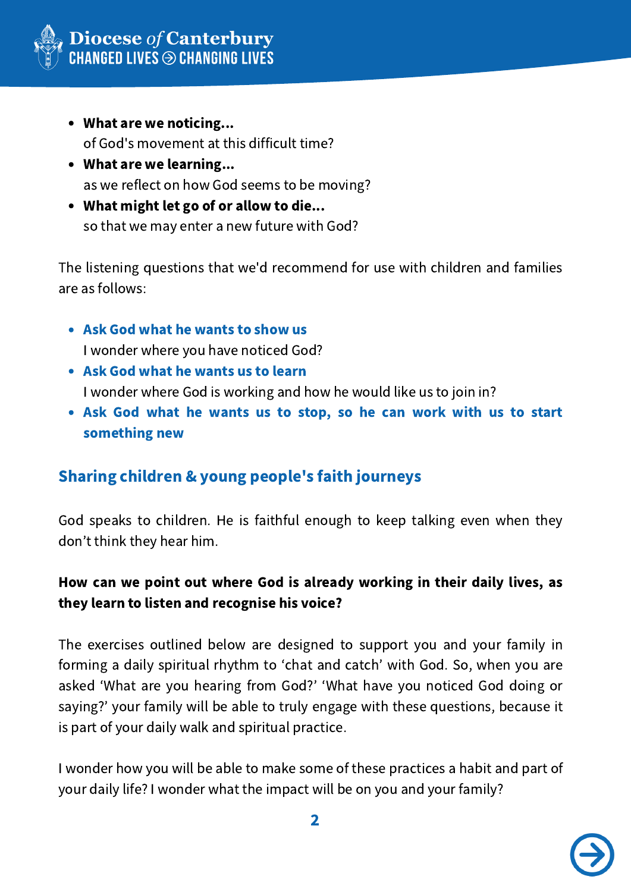- **What are we noticing...**
  of God's movement at this difficult time?
- **What are we learning...**
  as we reflect on how God seems to be moving?
- **What might let go of or allow to die...**
  so that we may enter a new future with God?

The listening questions that we'd recommend for use with children and families are as follows:

- **Ask God what he wants to show us**
  I wonder where you have noticed God?
- **Ask God what he wants us to learn**
  I wonder where God is working and how he would like us to join in?
- **Ask God what he wants us to stop, so he can work with us to start something new**

## Sharing children & young people's faith journeys

God speaks to children. He is faithful enough to keep talking even when they don't think they hear him.

**How can we point out where God is already working in their daily lives, as they learn to listen and recognise his voice?**

The exercises outlined below are designed to support you and your family in forming a daily spiritual rhythm to 'chat and catch' with God. So, when you are asked 'What are you hearing from God?' 'What have you noticed God doing or saying?' your family will be able to truly engage with these questions, because it is part of your daily walk and spiritual practice.

I wonder how you will be able to make some of these practices a habit and part of your daily life? I wonder what the impact will be on you and your family?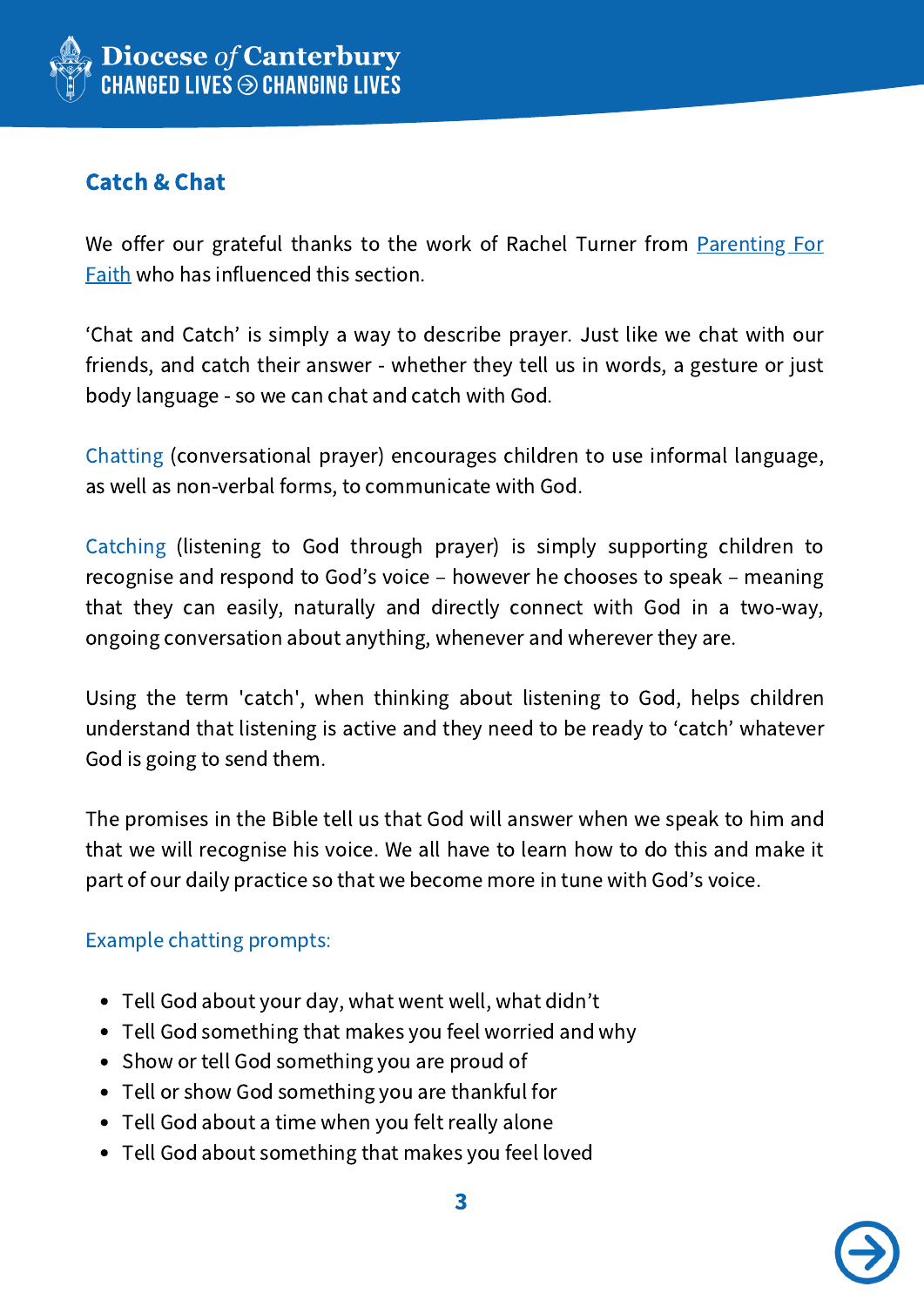## Catch & Chat

We offer our grateful thanks to the work of Rachel Turner from [Parenting For Faith] who has influenced this section.

'Chat and Catch' is simply a way to describe prayer. Just like we chat with our friends, and catch their answer - whether they tell us in words, a gesture or just body language - so we can chat and catch with God.

Chatting (conversational prayer) encourages children to use informal language, as well as non-verbal forms, to communicate with God.

Catching (listening to God through prayer) is simply supporting children to recognise and respond to God's voice – however he chooses to speak – meaning that they can easily, naturally and directly connect with God in a two-way, ongoing conversation about anything, whenever and wherever they are.

Using the term 'catch', when thinking about listening to God, helps children understand that listening is active and they need to be ready to 'catch' whatever God is going to send them.

The promises in the Bible tell us that God will answer when we speak to him and that we will recognise his voice. We all have to learn how to do this and make it part of our daily practice so that we become more in tune with God's voice.

Example chatting prompts:

- Tell God about your day, what went well, what didn't
- Tell God something that makes you feel worried and why
- Show or tell God something you are proud of
- Tell or show God something you are thankful for
- Tell God about a time when you felt really alone
- Tell God about something that makes you feel loved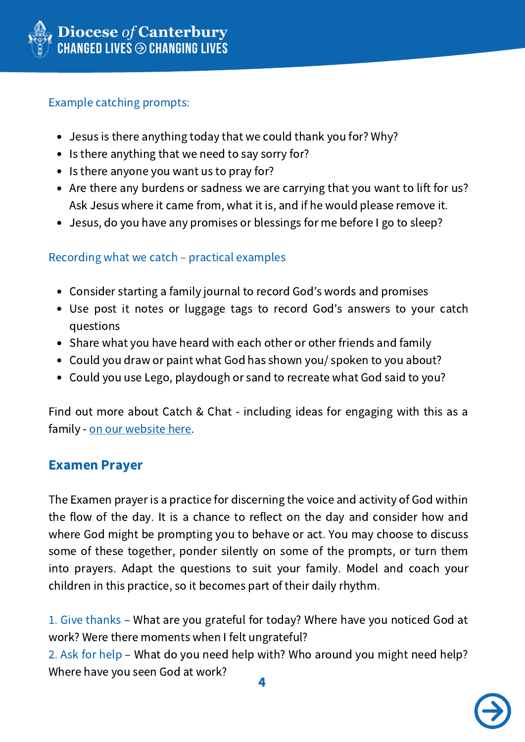Example catching prompts:

- Jesus is there anything today that we could thank you for? Why?
- Is there anything that we need to say sorry for?
- Is there anyone you want us to pray for?
- Are there any burdens or sadness we are carrying that you want to lift for us? Ask Jesus where it came from, what it is, and if he would please remove it.
- Jesus, do you have any promises or blessings for me before I go to sleep?

Recording what we catch – practical examples

- Consider starting a family journal to record God's words and promises
- Use post it notes or luggage tags to record God's answers to your catch questions
- Share what you have heard with each other or other friends and family
- Could you draw or paint what God has shown you/ spoken to you about?
- Could you use Lego, playdough or sand to recreate what God said to you?

Find out more about Catch & Chat - including ideas for engaging with this as a family - on our website here.

## Examen Prayer

The Examen prayer is a practice for discerning the voice and activity of God within the flow of the day. It is a chance to reflect on the day and consider how and where God might be prompting you to behave or act. You may choose to discuss some of these together, ponder silently on some of the prompts, or turn them into prayers. Adapt the questions to suit your family. Model and coach your children in this practice, so it becomes part of their daily rhythm.

1. Give thanks – What are you grateful for today? Where have you noticed God at work? Were there moments when I felt ungrateful?
2. Ask for help – What do you need help with? Who around you might need help? Where have you seen God at work?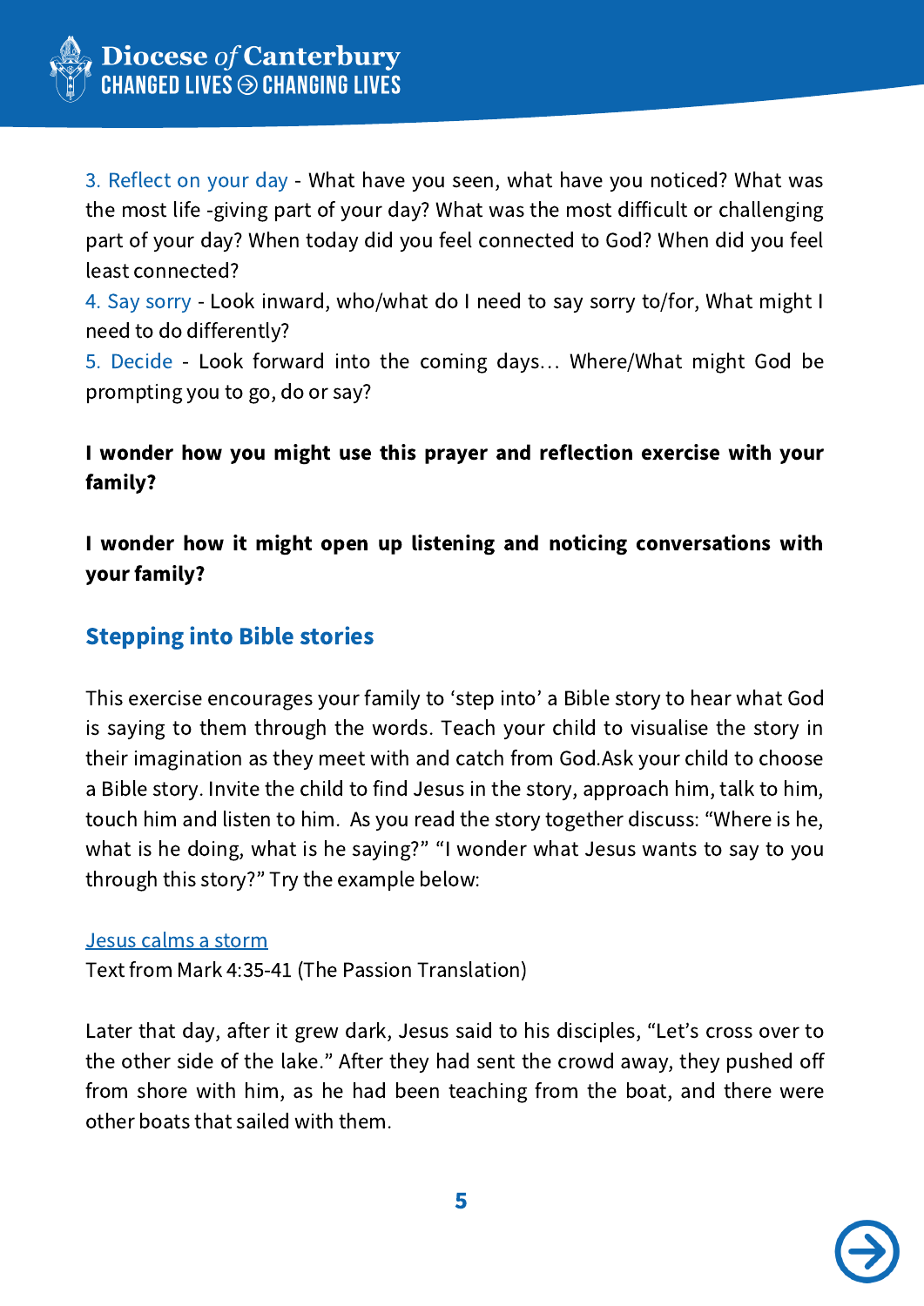3. Reflect on your day - What have you seen, what have you noticed? What was the most life -giving part of your day? What was the most difficult or challenging part of your day? When today did you feel connected to God? When did you feel least connected?
4. Say sorry - Look inward, who/what do I need to say sorry to/for, What might I need to do differently?
5. Decide - Look forward into the coming days… Where/What might God be prompting you to go, do or say?

**I wonder how you might use this prayer and reflection exercise with your family?**

**I wonder how it might open up listening and noticing conversations with your family?**

## Stepping into Bible stories

This exercise encourages your family to 'step into' a Bible story to hear what God is saying to them through the words. Teach your child to visualise the story in their imagination as they meet with and catch from God.Ask your child to choose a Bible story. Invite the child to find Jesus in the story, approach him, talk to him, touch him and listen to him. As you read the story together discuss: "Where is he, what is he doing, what is he saying?" "I wonder what Jesus wants to say to you through this story?" Try the example below:

Jesus calms a storm
Text from Mark 4:35-41 (The Passion Translation)

Later that day, after it grew dark, Jesus said to his disciples, "Let's cross over to the other side of the lake." After they had sent the crowd away, they pushed off from shore with him, as he had been teaching from the boat, and there were other boats that sailed with them.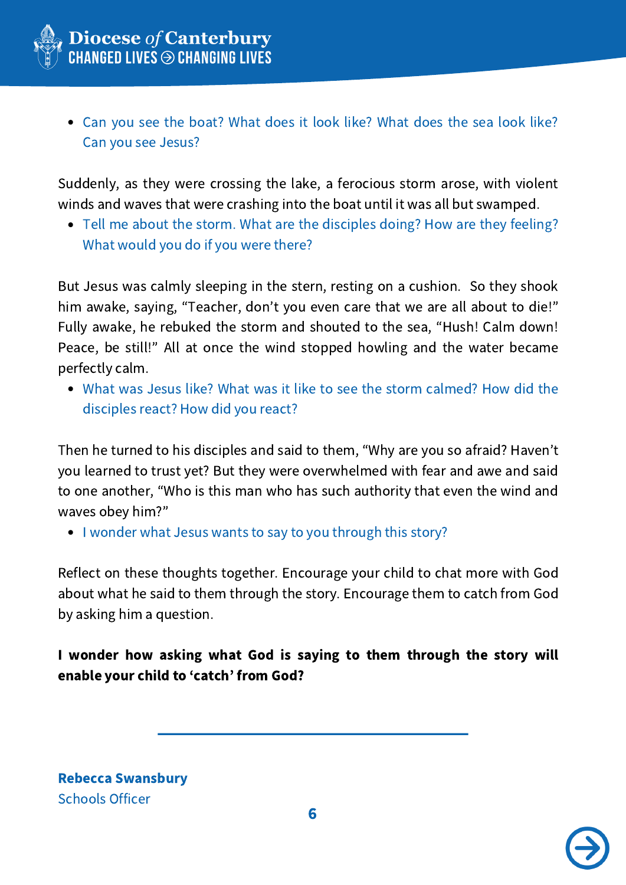- Can you see the boat? What does it look like? What does the sea look like? Can you see Jesus?

Suddenly, as they were crossing the lake, a ferocious storm arose, with violent winds and waves that were crashing into the boat until it was all but swamped.

- Tell me about the storm. What are the disciples doing? How are they feeling? What would you do if you were there?

But Jesus was calmly sleeping in the stern, resting on a cushion. So they shook him awake, saying, "Teacher, don't you even care that we are all about to die!" Fully awake, he rebuked the storm and shouted to the sea, "Hush! Calm down! Peace, be still!" All at once the wind stopped howling and the water became perfectly calm.

- What was Jesus like? What was it like to see the storm calmed? How did the disciples react? How did you react?

Then he turned to his disciples and said to them, "Why are you so afraid? Haven't you learned to trust yet? But they were overwhelmed with fear and awe and said to one another, "Who is this man who has such authority that even the wind and waves obey him?"

- I wonder what Jesus wants to say to you through this story?

Reflect on these thoughts together. Encourage your child to chat more with God about what he said to them through the story. Encourage them to catch from God by asking him a question.

**I wonder how asking what God is saying to them through the story will enable your child to 'catch' from God?**

---

**Rebecca Swansbury**
Schools Officer